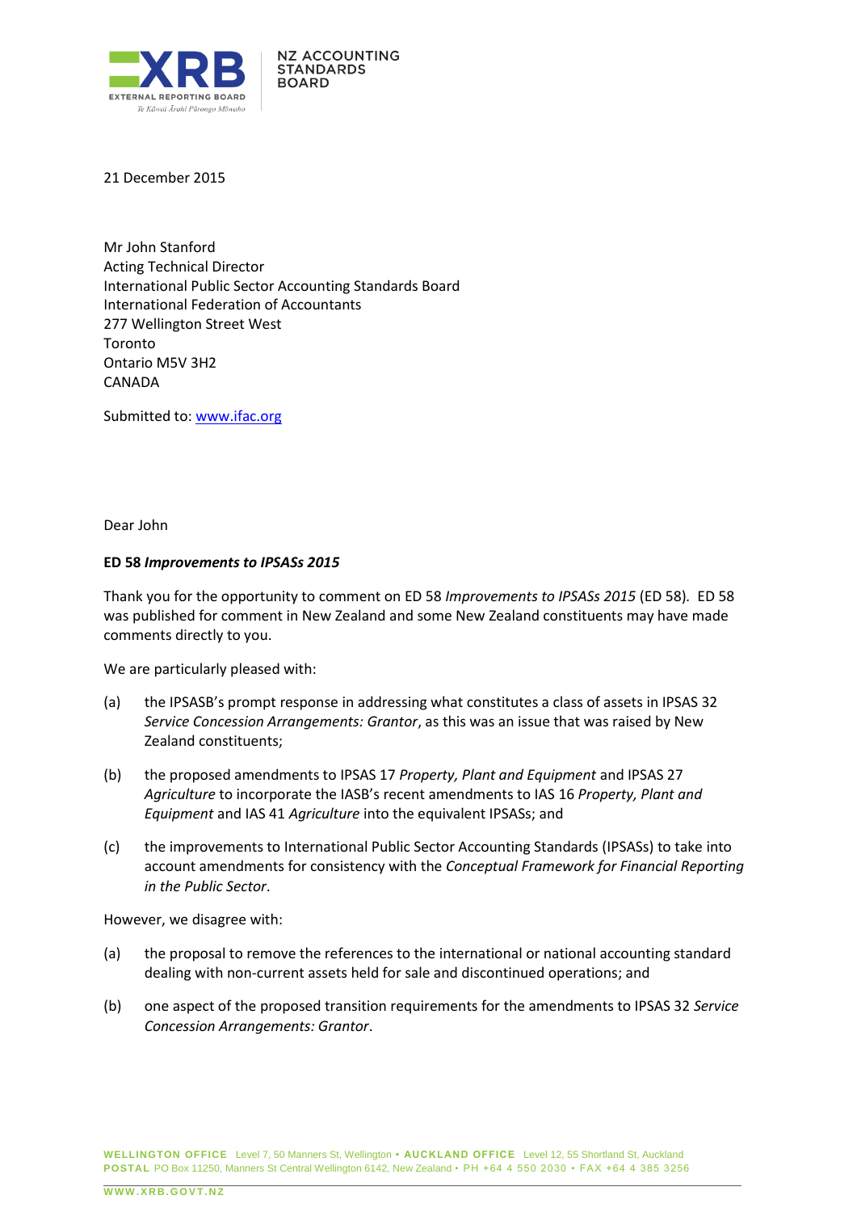NZ ACCOUNTING STANDARDS BOARD

21 December 2015

Mr John Stanford
Acting Technical Director
International Public Sector Accounting Standards Board
International Federation of Accountants
277 Wellington Street West
Toronto
Ontario M5V 3H2
CANADA

Submitted to: www.ifac.org

Dear John

**ED 58 *Improvements to IPSASs 2015***

Thank you for the opportunity to comment on ED 58 *Improvements to IPSASs 2015* (ED 58). ED 58 was published for comment in New Zealand and some New Zealand constituents may have made comments directly to you.

We are particularly pleased with:

(a) the IPSASB's prompt response in addressing what constitutes a class of assets in IPSAS 32 *Service Concession Arrangements: Grantor*, as this was an issue that was raised by New Zealand constituents;

(b) the proposed amendments to IPSAS 17 *Property, Plant and Equipment* and IPSAS 27 *Agriculture* to incorporate the IASB's recent amendments to IAS 16 *Property, Plant and Equipment* and IAS 41 *Agriculture* into the equivalent IPSASs; and

(c) the improvements to International Public Sector Accounting Standards (IPSASs) to take into account amendments for consistency with the *Conceptual Framework for Financial Reporting in the Public Sector*.

However, we disagree with:

(a) the proposal to remove the references to the international or national accounting standard dealing with non-current assets held for sale and discontinued operations; and

(b) one aspect of the proposed transition requirements for the amendments to IPSAS 32 *Service Concession Arrangements: Grantor*.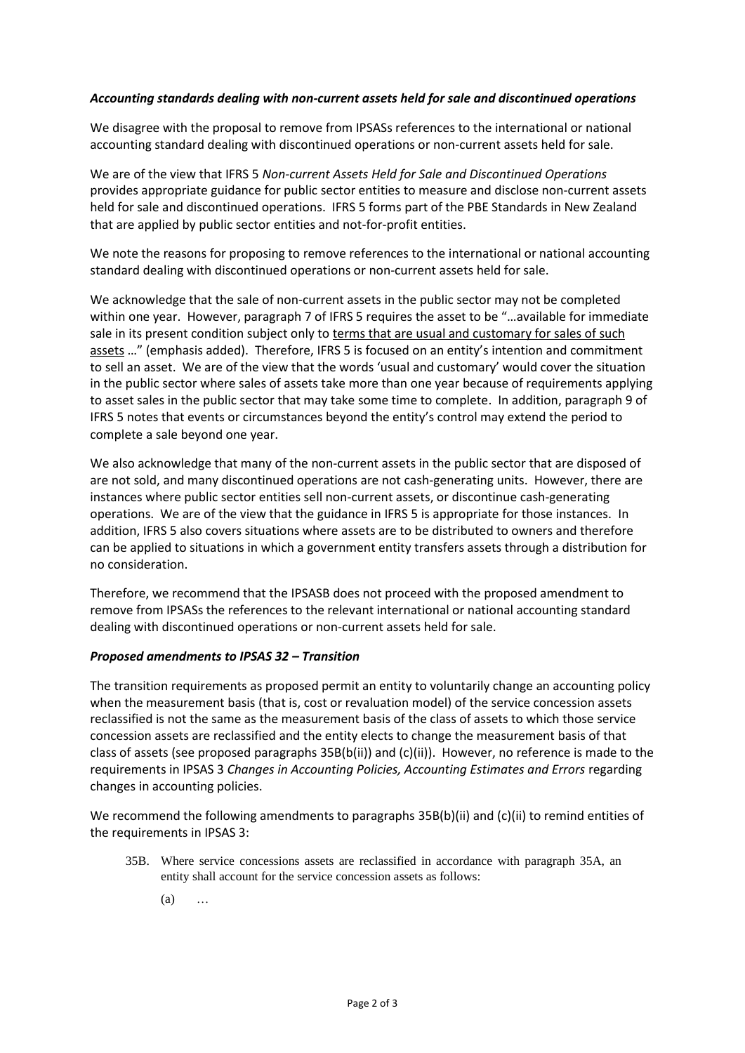### *Accounting standards dealing with non-current assets held for sale and discontinued operations*

We disagree with the proposal to remove from IPSASs references to the international or national accounting standard dealing with discontinued operations or non-current assets held for sale.

We are of the view that IFRS 5 *Non-current Assets Held for Sale and Discontinued Operations* provides appropriate guidance for public sector entities to measure and disclose non-current assets held for sale and discontinued operations. IFRS 5 forms part of the PBE Standards in New Zealand that are applied by public sector entities and not-for-profit entities.

We note the reasons for proposing to remove references to the international or national accounting standard dealing with discontinued operations or non-current assets held for sale.

We acknowledge that the sale of non-current assets in the public sector may not be completed within one year. However, paragraph 7 of IFRS 5 requires the asset to be "…available for immediate sale in its present condition subject only to <u>terms that are usual and customary for sales of such assets</u> …" (emphasis added). Therefore, IFRS 5 is focused on an entity's intention and commitment to sell an asset. We are of the view that the words 'usual and customary' would cover the situation in the public sector where sales of assets take more than one year because of requirements applying to asset sales in the public sector that may take some time to complete. In addition, paragraph 9 of IFRS 5 notes that events or circumstances beyond the entity's control may extend the period to complete a sale beyond one year.

We also acknowledge that many of the non-current assets in the public sector that are disposed of are not sold, and many discontinued operations are not cash-generating units. However, there are instances where public sector entities sell non-current assets, or discontinue cash-generating operations. We are of the view that the guidance in IFRS 5 is appropriate for those instances. In addition, IFRS 5 also covers situations where assets are to be distributed to owners and therefore can be applied to situations in which a government entity transfers assets through a distribution for no consideration.

Therefore, we recommend that the IPSASB does not proceed with the proposed amendment to remove from IPSASs the references to the relevant international or national accounting standard dealing with discontinued operations or non-current assets held for sale.

### *Proposed amendments to IPSAS 32 – Transition*

The transition requirements as proposed permit an entity to voluntarily change an accounting policy when the measurement basis (that is, cost or revaluation model) of the service concession assets reclassified is not the same as the measurement basis of the class of assets to which those service concession assets are reclassified and the entity elects to change the measurement basis of that class of assets (see proposed paragraphs 35B(b(ii)) and (c)(ii)). However, no reference is made to the requirements in IPSAS 3 *Changes in Accounting Policies, Accounting Estimates and Errors* regarding changes in accounting policies.

We recommend the following amendments to paragraphs 35B(b)(ii) and (c)(ii) to remind entities of the requirements in IPSAS 3:

> 35B. Where service concessions assets are reclassified in accordance with paragraph 35A, an entity shall account for the service concession assets as follows:
>
> (a) …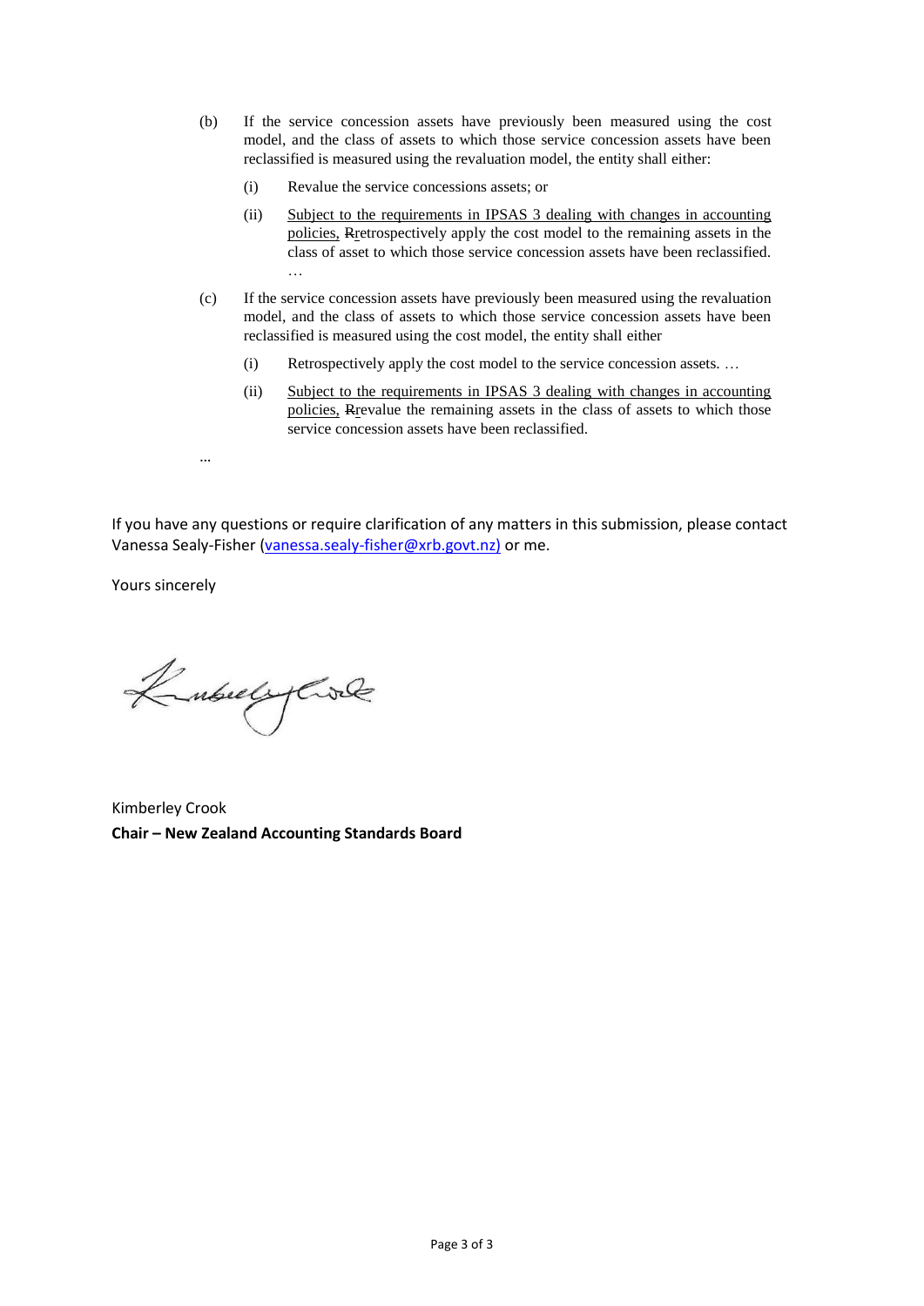(b) If the service concession assets have previously been measured using the cost model, and the class of assets to which those service concession assets have been reclassified is measured using the revaluation model, the entity shall either:

  (i) Revalue the service concessions assets; or

  (ii) Subject to the requirements in IPSAS 3 dealing with changes in accounting policies, ~~R~~retrospectively apply the cost model to the remaining assets in the class of asset to which those service concession assets have been reclassified. …

(c) If the service concession assets have previously been measured using the revaluation model, and the class of assets to which those service concession assets have been reclassified is measured using the cost model, the entity shall either

  (i) Retrospectively apply the cost model to the service concession assets. …

  (ii) Subject to the requirements in IPSAS 3 dealing with changes in accounting policies, ~~R~~revalue the remaining assets in the class of assets to which those service concession assets have been reclassified.

…

If you have any questions or require clarification of any matters in this submission, please contact Vanessa Sealy-Fisher (vanessa.sealy-fisher@xrb.govt.nz) or me.

Yours sincerely

Kimberley Crook
**Chair – New Zealand Accounting Standards Board**